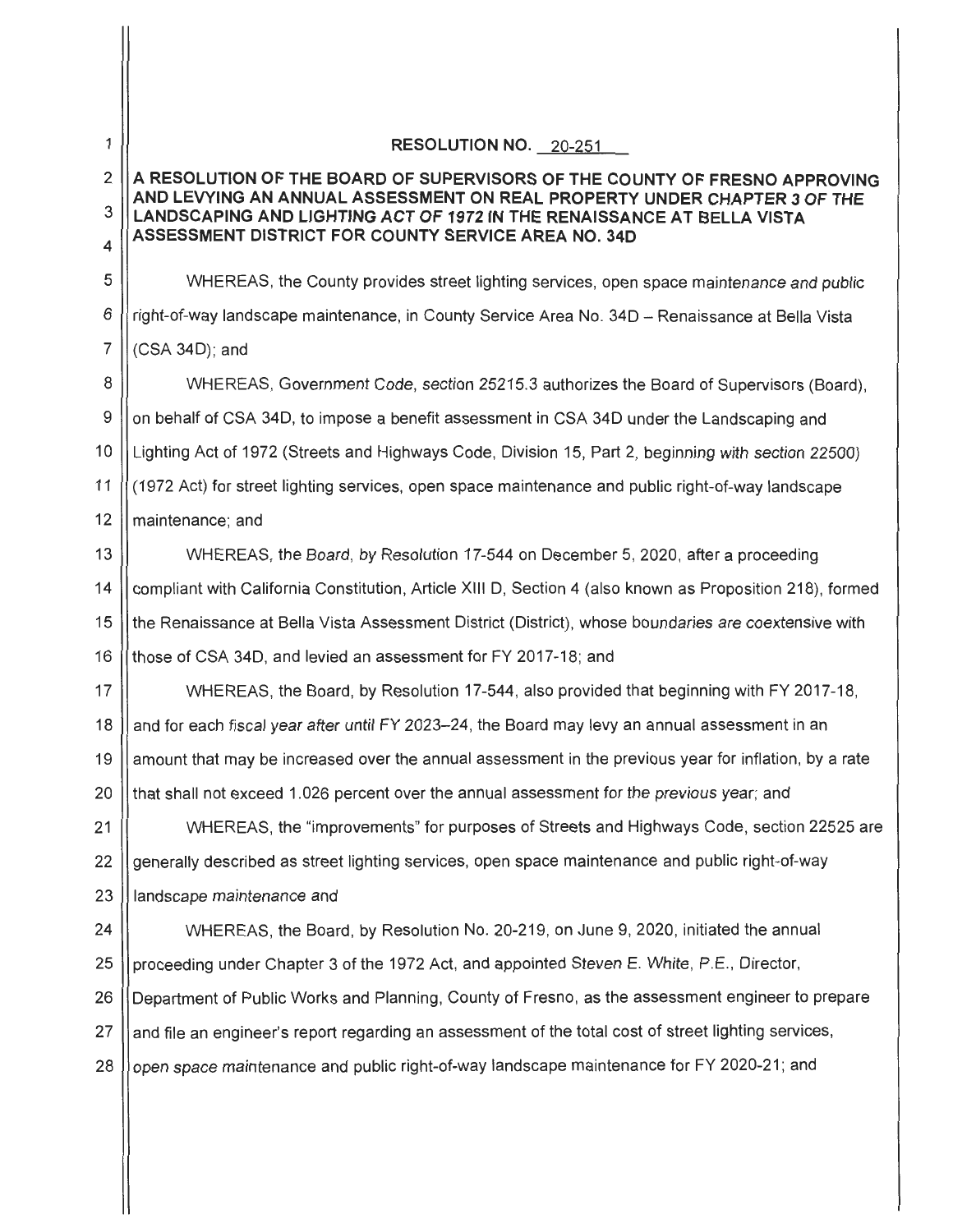**RESOLUTION NO. 20-251**

**A RESOLUTION OF THE BOARD OF SUPERVISORS OF THE COUNTY OF FRESNO APPROVING AND LEVYING AN ANNUAL ASSESSMENT ON REAL PROPERTY UNDER CHAPTER 3 OF THE LANDSCAPING AND LIGHTING ACT OF 1972 IN THE RENAISSANCE AT BELLA VISTA ASSESSMENT DISTRICT FOR COUNTY SERVICE AREA NO. 34D**

WHEREAS, the County provides street lighting services, open space maintenance and public right-of-way landscape maintenance, in County Service Area No. 34D – Renaissance at Bella Vista (CSA 34D); and

WHEREAS, Government Code, section 25215.3 authorizes the Board of Supervisors (Board), on behalf of CSA 34D, to impose a benefit assessment in CSA 34D under the Landscaping and Lighting Act of 1972 (Streets and Highways Code, Division 15, Part 2, beginning with section 22500) (1972 Act) for street lighting services, open space maintenance and public right-of-way landscape maintenance; and

WHEREAS, the Board, by Resolution 17-544 on December 5, 2020, after a proceeding compliant with California Constitution, Article XIII D, Section 4 (also known as Proposition 218), formed the Renaissance at Bella Vista Assessment District (District), whose boundaries are coextensive with those of CSA 34D, and levied an assessment for FY 2017-18; and

WHEREAS, the Board, by Resolution 17-544, also provided that beginning with FY 2017-18, and for each fiscal year after until FY 2023–24, the Board may levy an annual assessment in an amount that may be increased over the annual assessment in the previous year for inflation, by a rate that shall not exceed 1.026 percent over the annual assessment for the previous year; and

WHEREAS, the "improvements" for purposes of Streets and Highways Code, section 22525 are generally described as street lighting services, open space maintenance and public right-of-way landscape maintenance and

WHEREAS, the Board, by Resolution No. 20-219, on June 9, 2020, initiated the annual proceeding under Chapter 3 of the 1972 Act, and appointed Steven E. White, P.E., Director, Department of Public Works and Planning, County of Fresno, as the assessment engineer to prepare and file an engineer's report regarding an assessment of the total cost of street lighting services, open space maintenance and public right-of-way landscape maintenance for FY 2020-21; and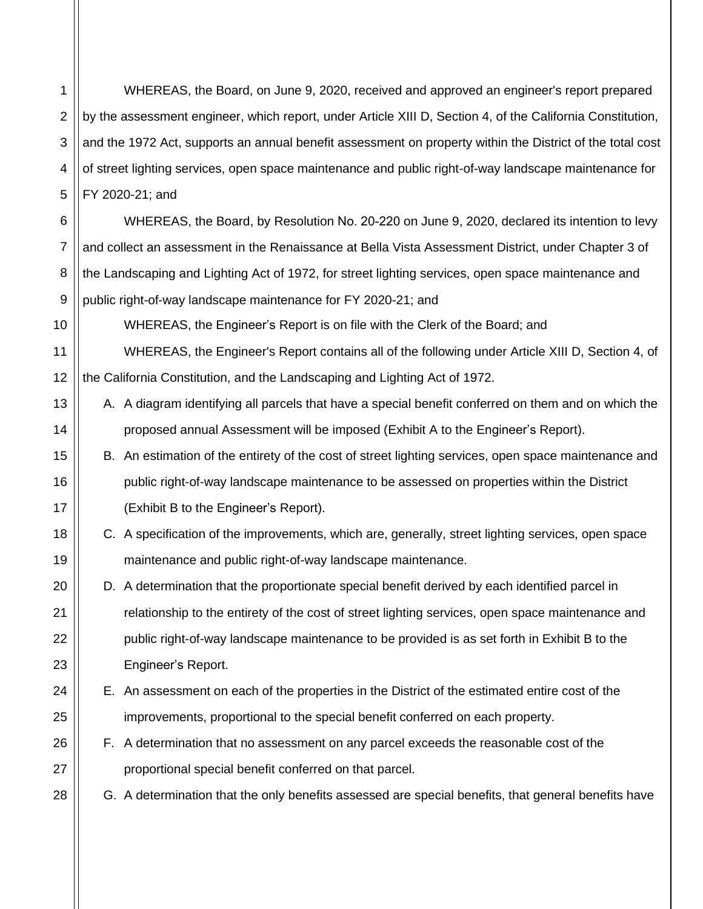WHEREAS, the Board, on June 9, 2020, received and approved an engineer's report prepared by the assessment engineer, which report, under Article XIII D, Section 4, of the California Constitution, and the 1972 Act, supports an annual benefit assessment on property within the District of the total cost of street lighting services, open space maintenance and public right-of-way landscape maintenance for FY 2020-21; and

WHEREAS, the Board, by Resolution No. 20-220 on June 9, 2020, declared its intention to levy and collect an assessment in the Renaissance at Bella Vista Assessment District, under Chapter 3 of the Landscaping and Lighting Act of 1972, for street lighting services, open space maintenance and public right-of-way landscape maintenance for FY 2020-21; and

WHEREAS, the Engineer's Report is on file with the Clerk of the Board; and

WHEREAS, the Engineer's Report contains all of the following under Article XIII D, Section 4, of the California Constitution, and the Landscaping and Lighting Act of 1972.

A. A diagram identifying all parcels that have a special benefit conferred on them and on which the proposed annual Assessment will be imposed (Exhibit A to the Engineer's Report).
B. An estimation of the entirety of the cost of street lighting services, open space maintenance and public right-of-way landscape maintenance to be assessed on properties within the District (Exhibit B to the Engineer's Report).
C. A specification of the improvements, which are, generally, street lighting services, open space maintenance and public right-of-way landscape maintenance.
D. A determination that the proportionate special benefit derived by each identified parcel in relationship to the entirety of the cost of street lighting services, open space maintenance and public right-of-way landscape maintenance to be provided is as set forth in Exhibit B to the Engineer's Report.
E. An assessment on each of the properties in the District of the estimated entire cost of the improvements, proportional to the special benefit conferred on each property.
F. A determination that no assessment on any parcel exceeds the reasonable cost of the proportional special benefit conferred on that parcel.
G. A determination that the only benefits assessed are special benefits, that general benefits have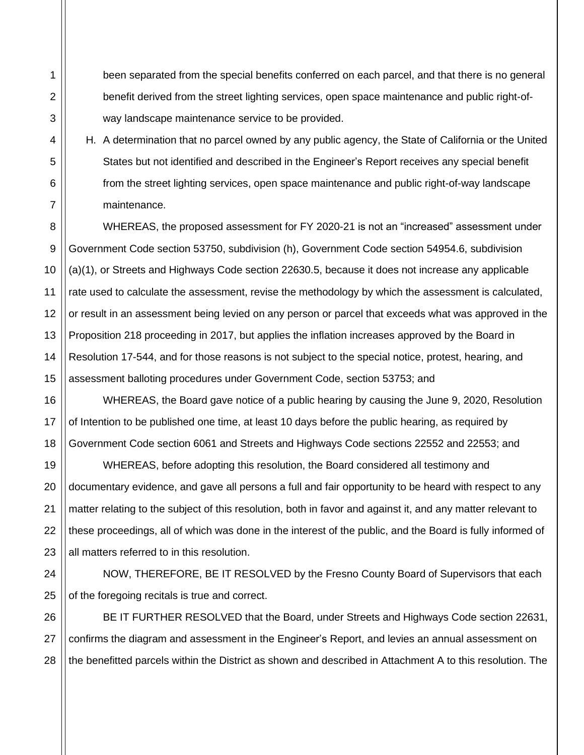been separated from the special benefits conferred on each parcel, and that there is no general benefit derived from the street lighting services, open space maintenance and public right-of-way landscape maintenance service to be provided.

H. A determination that no parcel owned by any public agency, the State of California or the United States but not identified and described in the Engineer's Report receives any special benefit from the street lighting services, open space maintenance and public right-of-way landscape maintenance.

WHEREAS, the proposed assessment for FY 2020-21 is not an "increased" assessment under Government Code section 53750, subdivision (h), Government Code section 54954.6, subdivision (a)(1), or Streets and Highways Code section 22630.5, because it does not increase any applicable rate used to calculate the assessment, revise the methodology by which the assessment is calculated, or result in an assessment being levied on any person or parcel that exceeds what was approved in the Proposition 218 proceeding in 2017, but applies the inflation increases approved by the Board in Resolution 17-544, and for those reasons is not subject to the special notice, protest, hearing, and assessment balloting procedures under Government Code, section 53753; and

WHEREAS, the Board gave notice of a public hearing by causing the June 9, 2020, Resolution of Intention to be published one time, at least 10 days before the public hearing, as required by Government Code section 6061 and Streets and Highways Code sections 22552 and 22553; and

WHEREAS, before adopting this resolution, the Board considered all testimony and documentary evidence, and gave all persons a full and fair opportunity to be heard with respect to any matter relating to the subject of this resolution, both in favor and against it, and any matter relevant to these proceedings, all of which was done in the interest of the public, and the Board is fully informed of all matters referred to in this resolution.

NOW, THEREFORE, BE IT RESOLVED by the Fresno County Board of Supervisors that each of the foregoing recitals is true and correct.

BE IT FURTHER RESOLVED that the Board, under Streets and Highways Code section 22631, confirms the diagram and assessment in the Engineer's Report, and levies an annual assessment on the benefitted parcels within the District as shown and described in Attachment A to this resolution. The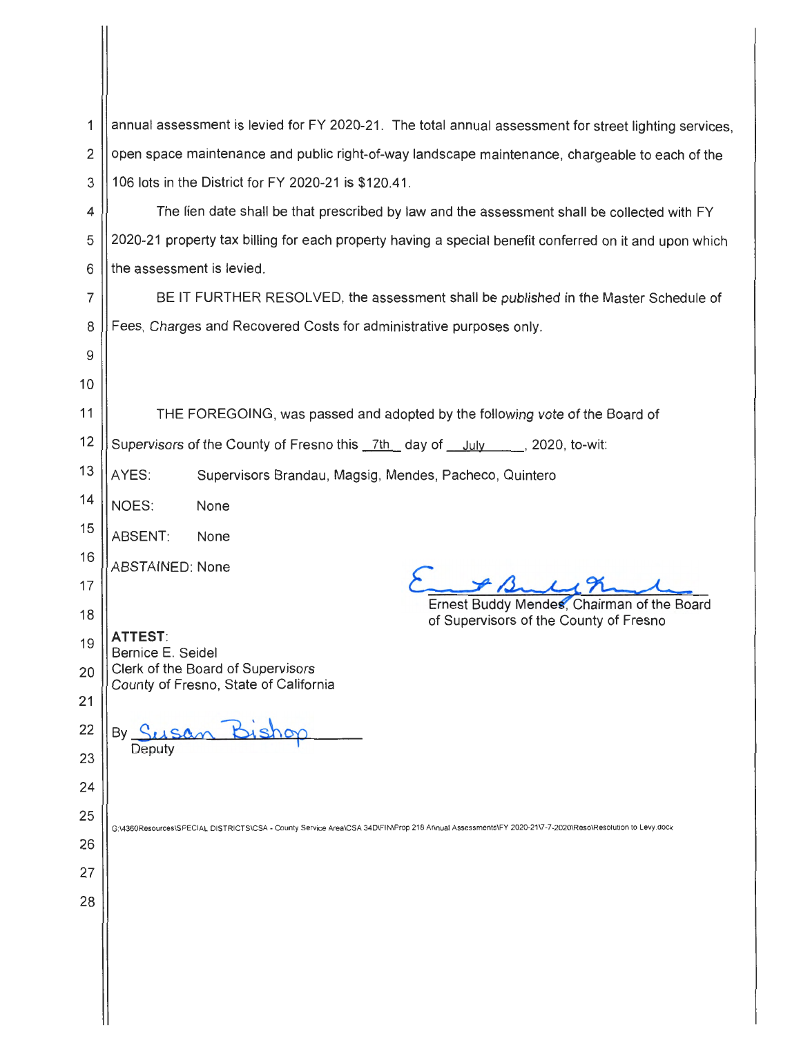annual assessment is levied for FY 2020-21. The total annual assessment for street lighting services, open space maintenance and public right-of-way landscape maintenance, chargeable to each of the 106 lots in the District for FY 2020-21 is $120.41.

The lien date shall be that prescribed by law and the assessment shall be collected with FY 2020-21 property tax billing for each property having a special benefit conferred on it and upon which the assessment is levied.

BE IT FURTHER RESOLVED, the assessment shall be published in the Master Schedule of Fees, Charges and Recovered Costs for administrative purposes only.

THE FOREGOING, was passed and adopted by the following vote of the Board of Supervisors of the County of Fresno this 7th day of July, 2020, to-wit:

AYES: Supervisors Brandau, Magsig, Mendes, Pacheco, Quintero

NOES: None

ABSENT: None

ABSTAINED: None

Ernest Buddy Mendes, Chairman of the Board of Supervisors of the County of Fresno

**ATTEST:**
Bernice E. Seidel
Clerk of the Board of Supervisors
County of Fresno, State of California

By Susan Bishop
Deputy

G:\4360Resources\SPECIAL DISTRICTS\CSA - County Service Area\CSA 34D\FIN\Prop 218 Annual Assessments\FY 2020-21\7-7-2020\Reso\Resolution to Levy.docx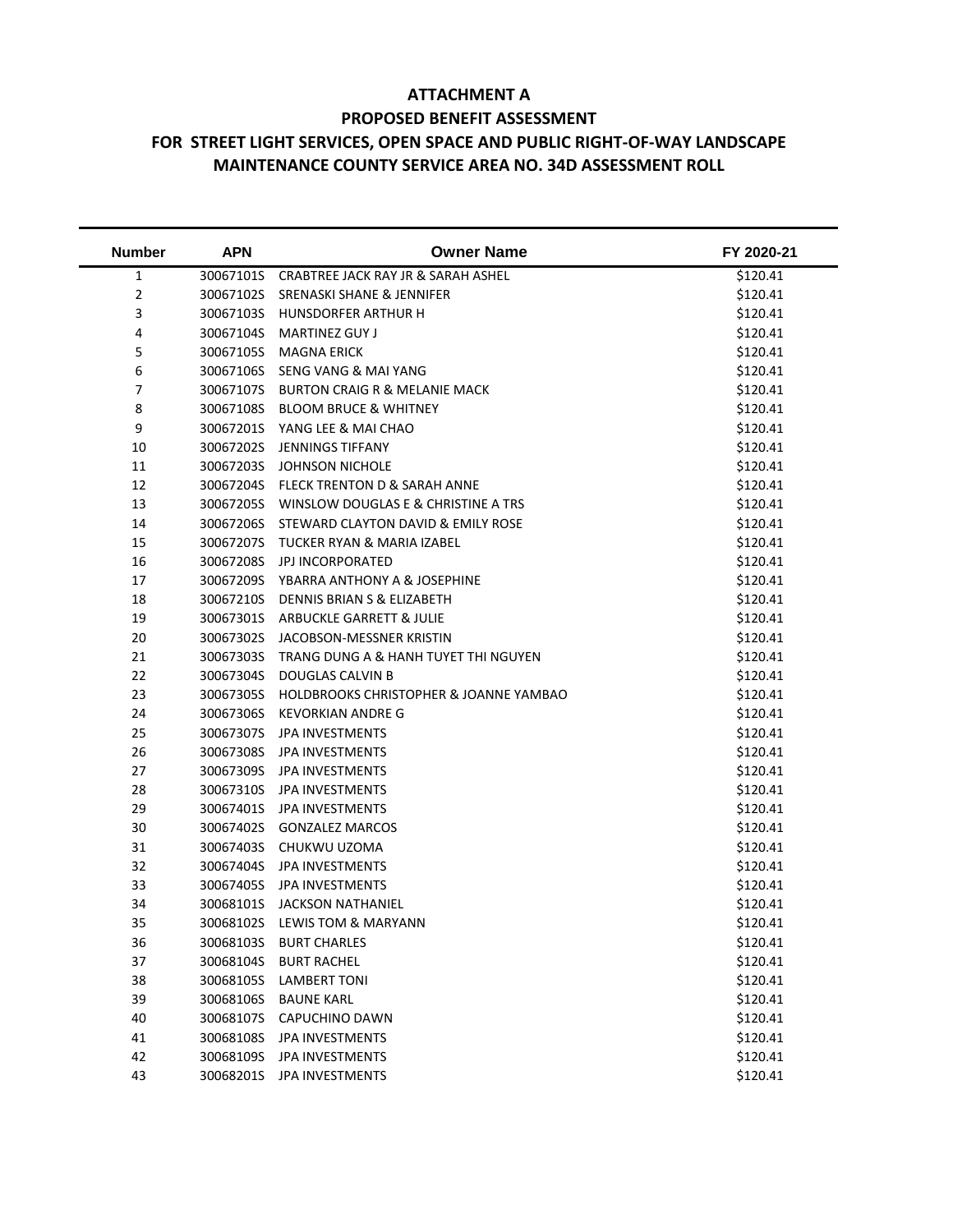## ATTACHMENT A

## PROPOSED BENEFIT ASSESSMENT

## FOR STREET LIGHT SERVICES, OPEN SPACE AND PUBLIC RIGHT-OF-WAY LANDSCAPE MAINTENANCE COUNTY SERVICE AREA NO. 34D ASSESSMENT ROLL

| Number | APN | Owner Name | FY 2020-21 |
|---|---|---|---|
| 1 | 30067101S | CRABTREE JACK RAY JR & SARAH ASHEL | $120.41 |
| 2 | 30067102S | SRENASKI SHANE & JENNIFER | $120.41 |
| 3 | 30067103S | HUNSDORFER ARTHUR H | $120.41 |
| 4 | 30067104S | MARTINEZ GUY J | $120.41 |
| 5 | 30067105S | MAGNA ERICK | $120.41 |
| 6 | 30067106S | SENG VANG & MAI YANG | $120.41 |
| 7 | 30067107S | BURTON CRAIG R & MELANIE MACK | $120.41 |
| 8 | 30067108S | BLOOM BRUCE & WHITNEY | $120.41 |
| 9 | 30067201S | YANG LEE & MAI CHAO | $120.41 |
| 10 | 30067202S | JENNINGS TIFFANY | $120.41 |
| 11 | 30067203S | JOHNSON NICHOLE | $120.41 |
| 12 | 30067204S | FLECK TRENTON D & SARAH ANNE | $120.41 |
| 13 | 30067205S | WINSLOW DOUGLAS E & CHRISTINE A TRS | $120.41 |
| 14 | 30067206S | STEWARD CLAYTON DAVID & EMILY ROSE | $120.41 |
| 15 | 30067207S | TUCKER RYAN & MARIA IZABEL | $120.41 |
| 16 | 30067208S | JPJ INCORPORATED | $120.41 |
| 17 | 30067209S | YBARRA ANTHONY A & JOSEPHINE | $120.41 |
| 18 | 30067210S | DENNIS BRIAN S & ELIZABETH | $120.41 |
| 19 | 30067301S | ARBUCKLE GARRETT & JULIE | $120.41 |
| 20 | 30067302S | JACOBSON-MESSNER KRISTIN | $120.41 |
| 21 | 30067303S | TRANG DUNG A & HANH TUYET THI NGUYEN | $120.41 |
| 22 | 30067304S | DOUGLAS CALVIN B | $120.41 |
| 23 | 30067305S | HOLDBROOKS CHRISTOPHER & JOANNE YAMBAO | $120.41 |
| 24 | 30067306S | KEVORKIAN ANDRE G | $120.41 |
| 25 | 30067307S | JPA INVESTMENTS | $120.41 |
| 26 | 30067308S | JPA INVESTMENTS | $120.41 |
| 27 | 30067309S | JPA INVESTMENTS | $120.41 |
| 28 | 30067310S | JPA INVESTMENTS | $120.41 |
| 29 | 30067401S | JPA INVESTMENTS | $120.41 |
| 30 | 30067402S | GONZALEZ MARCOS | $120.41 |
| 31 | 30067403S | CHUKWU UZOMA | $120.41 |
| 32 | 30067404S | JPA INVESTMENTS | $120.41 |
| 33 | 30067405S | JPA INVESTMENTS | $120.41 |
| 34 | 30068101S | JACKSON NATHANIEL | $120.41 |
| 35 | 30068102S | LEWIS TOM & MARYANN | $120.41 |
| 36 | 30068103S | BURT CHARLES | $120.41 |
| 37 | 30068104S | BURT RACHEL | $120.41 |
| 38 | 30068105S | LAMBERT TONI | $120.41 |
| 39 | 30068106S | BAUNE KARL | $120.41 |
| 40 | 30068107S | CAPUCHINO DAWN | $120.41 |
| 41 | 30068108S | JPA INVESTMENTS | $120.41 |
| 42 | 30068109S | JPA INVESTMENTS | $120.41 |
| 43 | 30068201S | JPA INVESTMENTS | $120.41 |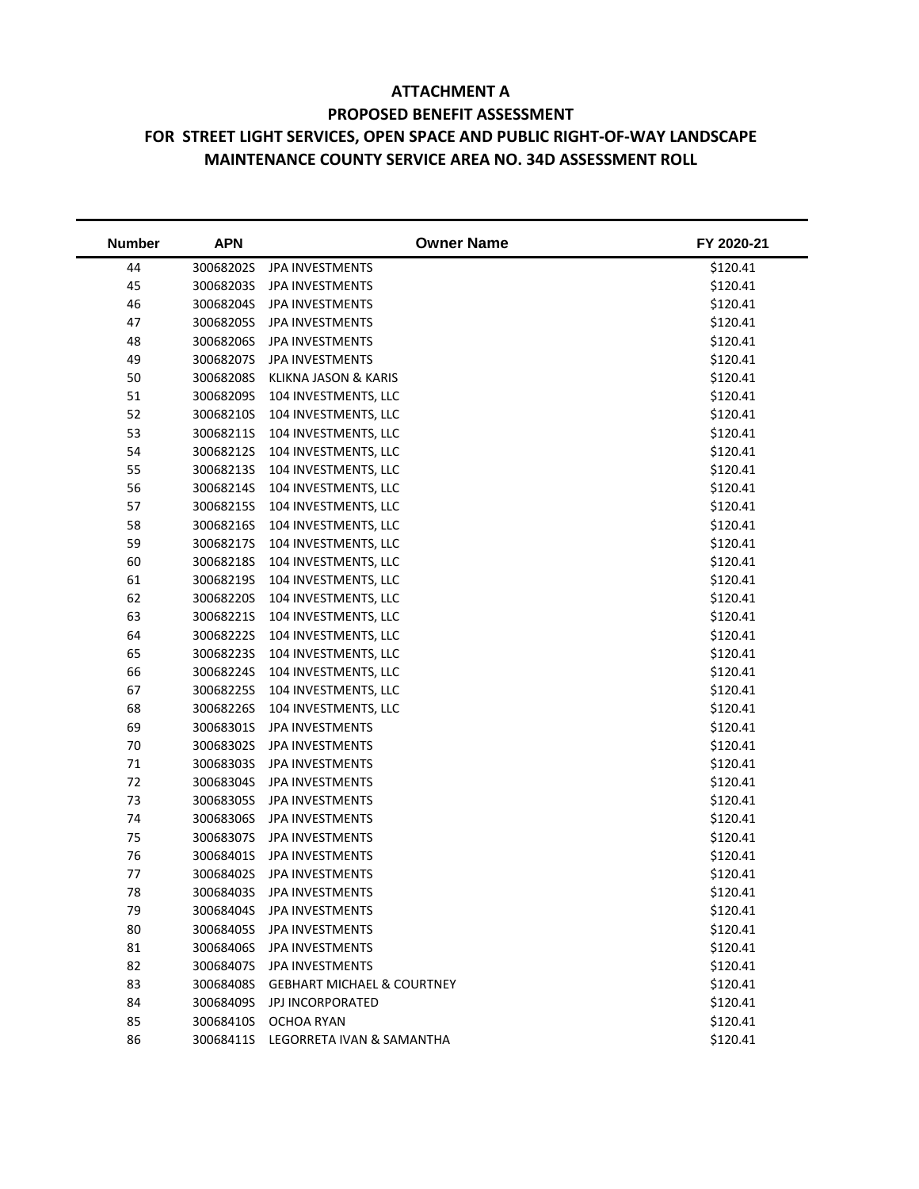# ATTACHMENT A

## PROPOSED BENEFIT ASSESSMENT

## FOR STREET LIGHT SERVICES, OPEN SPACE AND PUBLIC RIGHT-OF-WAY LANDSCAPE MAINTENANCE COUNTY SERVICE AREA NO. 34D ASSESSMENT ROLL

| Number | APN | Owner Name | FY 2020-21 |
|---|---|---|---|
| 44 | 30068202S | JPA INVESTMENTS | $120.41 |
| 45 | 30068203S | JPA INVESTMENTS | $120.41 |
| 46 | 30068204S | JPA INVESTMENTS | $120.41 |
| 47 | 30068205S | JPA INVESTMENTS | $120.41 |
| 48 | 30068206S | JPA INVESTMENTS | $120.41 |
| 49 | 30068207S | JPA INVESTMENTS | $120.41 |
| 50 | 30068208S | KLIKNA JASON & KARIS | $120.41 |
| 51 | 30068209S | 104 INVESTMENTS, LLC | $120.41 |
| 52 | 30068210S | 104 INVESTMENTS, LLC | $120.41 |
| 53 | 30068211S | 104 INVESTMENTS, LLC | $120.41 |
| 54 | 30068212S | 104 INVESTMENTS, LLC | $120.41 |
| 55 | 30068213S | 104 INVESTMENTS, LLC | $120.41 |
| 56 | 30068214S | 104 INVESTMENTS, LLC | $120.41 |
| 57 | 30068215S | 104 INVESTMENTS, LLC | $120.41 |
| 58 | 30068216S | 104 INVESTMENTS, LLC | $120.41 |
| 59 | 30068217S | 104 INVESTMENTS, LLC | $120.41 |
| 60 | 30068218S | 104 INVESTMENTS, LLC | $120.41 |
| 61 | 30068219S | 104 INVESTMENTS, LLC | $120.41 |
| 62 | 30068220S | 104 INVESTMENTS, LLC | $120.41 |
| 63 | 30068221S | 104 INVESTMENTS, LLC | $120.41 |
| 64 | 30068222S | 104 INVESTMENTS, LLC | $120.41 |
| 65 | 30068223S | 104 INVESTMENTS, LLC | $120.41 |
| 66 | 30068224S | 104 INVESTMENTS, LLC | $120.41 |
| 67 | 30068225S | 104 INVESTMENTS, LLC | $120.41 |
| 68 | 30068226S | 104 INVESTMENTS, LLC | $120.41 |
| 69 | 30068301S | JPA INVESTMENTS | $120.41 |
| 70 | 30068302S | JPA INVESTMENTS | $120.41 |
| 71 | 30068303S | JPA INVESTMENTS | $120.41 |
| 72 | 30068304S | JPA INVESTMENTS | $120.41 |
| 73 | 30068305S | JPA INVESTMENTS | $120.41 |
| 74 | 30068306S | JPA INVESTMENTS | $120.41 |
| 75 | 30068307S | JPA INVESTMENTS | $120.41 |
| 76 | 30068401S | JPA INVESTMENTS | $120.41 |
| 77 | 30068402S | JPA INVESTMENTS | $120.41 |
| 78 | 30068403S | JPA INVESTMENTS | $120.41 |
| 79 | 30068404S | JPA INVESTMENTS | $120.41 |
| 80 | 30068405S | JPA INVESTMENTS | $120.41 |
| 81 | 30068406S | JPA INVESTMENTS | $120.41 |
| 82 | 30068407S | JPA INVESTMENTS | $120.41 |
| 83 | 30068408S | GEBHART MICHAEL & COURTNEY | $120.41 |
| 84 | 30068409S | JPJ INCORPORATED | $120.41 |
| 85 | 30068410S | OCHOA RYAN | $120.41 |
| 86 | 30068411S | LEGORRETA IVAN & SAMANTHA | $120.41 |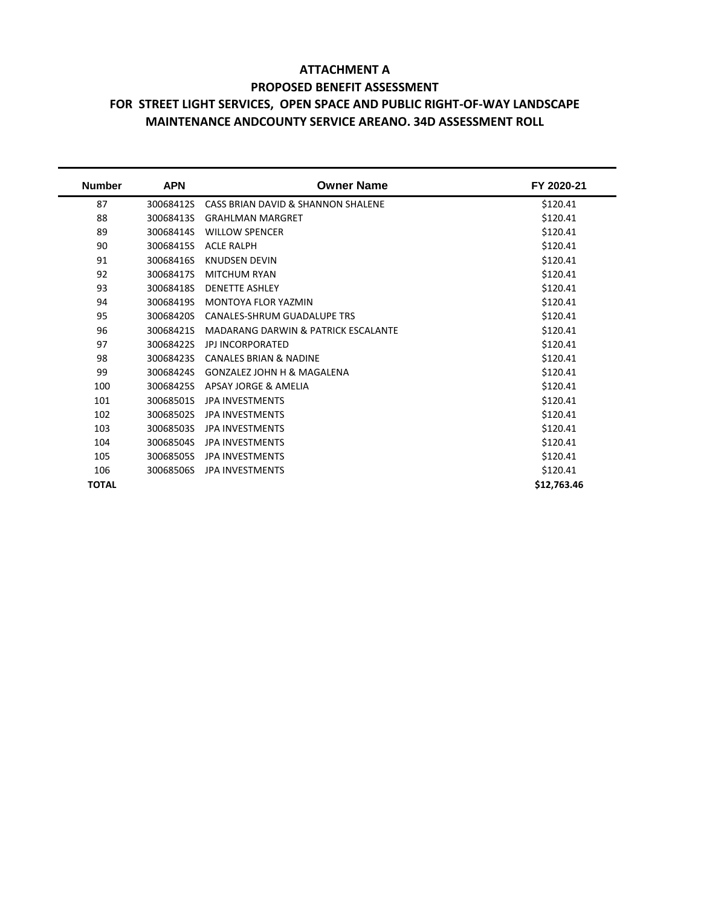**ATTACHMENT A**

**PROPOSED BENEFIT ASSESSMENT**

**FOR STREET LIGHT SERVICES, OPEN SPACE AND PUBLIC RIGHT-OF-WAY LANDSCAPE MAINTENANCE ANDCOUNTY SERVICE AREANO. 34D ASSESSMENT ROLL**

| Number | APN | Owner Name | FY 2020-21 |
|---|---|---|---|
| 87 | 30068412S | CASS BRIAN DAVID & SHANNON SHALENE | $120.41 |
| 88 | 30068413S | GRAHLMAN MARGRET | $120.41 |
| 89 | 30068414S | WILLOW SPENCER | $120.41 |
| 90 | 30068415S | ACLE RALPH | $120.41 |
| 91 | 30068416S | KNUDSEN DEVIN | $120.41 |
| 92 | 30068417S | MITCHUM RYAN | $120.41 |
| 93 | 30068418S | DENETTE ASHLEY | $120.41 |
| 94 | 30068419S | MONTOYA FLOR YAZMIN | $120.41 |
| 95 | 30068420S | CANALES-SHRUM GUADALUPE TRS | $120.41 |
| 96 | 30068421S | MADARANG DARWIN & PATRICK ESCALANTE | $120.41 |
| 97 | 30068422S | JPJ INCORPORATED | $120.41 |
| 98 | 30068423S | CANALES BRIAN & NADINE | $120.41 |
| 99 | 30068424S | GONZALEZ JOHN H & MAGALENA | $120.41 |
| 100 | 30068425S | APSAY JORGE & AMELIA | $120.41 |
| 101 | 30068501S | JPA INVESTMENTS | $120.41 |
| 102 | 30068502S | JPA INVESTMENTS | $120.41 |
| 103 | 30068503S | JPA INVESTMENTS | $120.41 |
| 104 | 30068504S | JPA INVESTMENTS | $120.41 |
| 105 | 30068505S | JPA INVESTMENTS | $120.41 |
| 106 | 30068506S | JPA INVESTMENTS | $120.41 |
| **TOTAL** | | | **$12,763.46** |